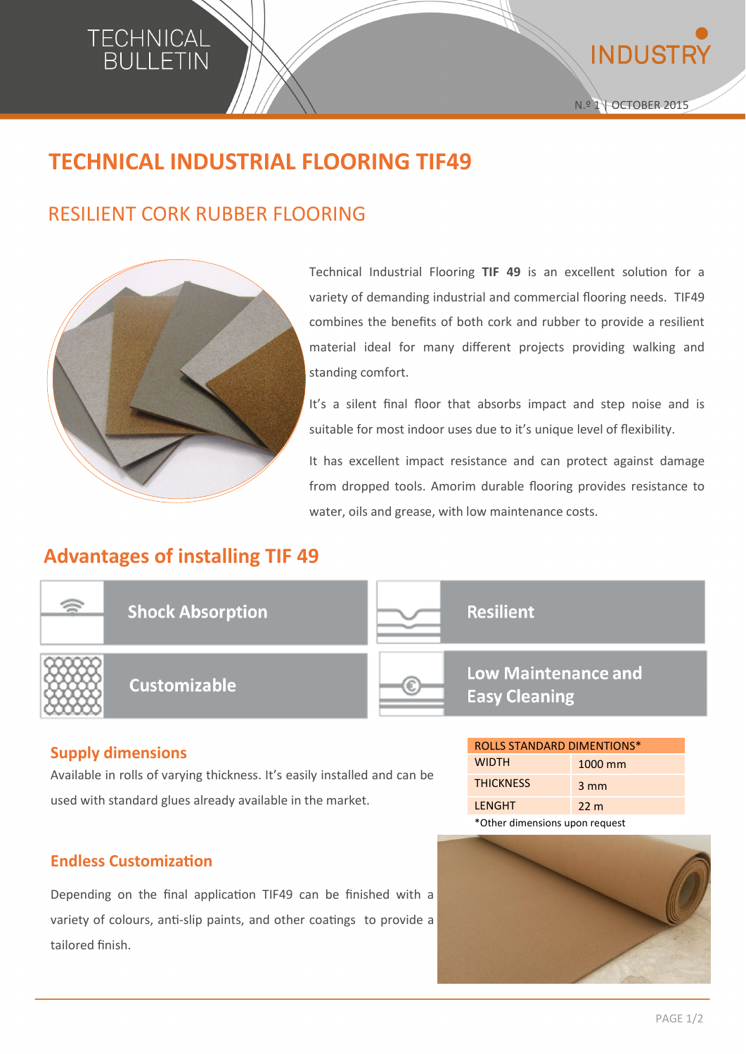TECHNICAL BULLETIN

INDUSTRY

N.º 1 | OCTOBER 2015

# TECHNICAL INDUSTRIAL FLOORING TIF49

## RESILIENT CORK RUBBER FLOORING

Technical Industrial Flooring **TIF 49** is an excellent solution for a variety of demanding industrial and commercial flooring needs. TIF49 combines the benefits of both cork and rubber to provide a resilient material ideal for many different projects providing walking and standing comfort.

It's a silent final floor that absorbs impact and step noise and is suitable for most indoor uses due to it's unique level of flexibility.

It has excellent impact resistance and can protect against damage from dropped tools. Amorim durable flooring provides resistance to water, oils and grease, with low maintenance costs.

## Advantages of installing TIF 49

- Shock Absorption
- Resilient
- Customizable
- Low Maintenance and Easy Cleaning

### Supply dimensions

Available in rolls of varying thickness. It's easily installed and can be used with standard glues already available in the market.

| ROLLS STANDARD DIMENTIONS* | |
|---|---|
| WIDTH | 1000 mm |
| THICKNESS | 3 mm |
| LENGHT | 22 m |

*Other dimensions upon request

### Endless Customization

Depending on the final application TIF49 can be finished with a variety of colours, anti-slip paints, and other coatings to provide a tailored finish.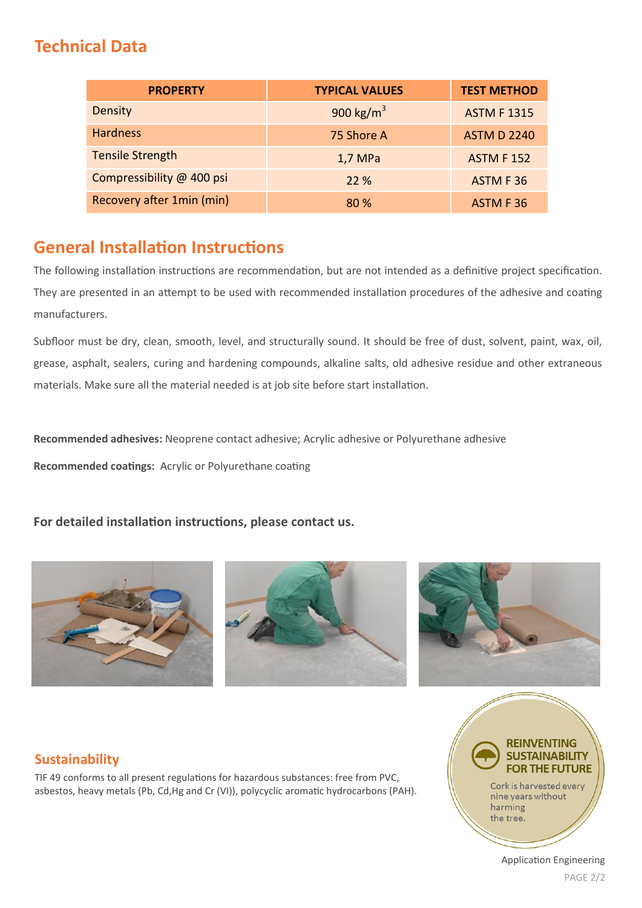## Technical Data

| PROPERTY | TYPICAL VALUES | TEST METHOD |
|---|---|---|
| Density | 900 kg/m$^3$ | ASTM F 1315 |
| Hardness | 75 Shore A | ASTM D 2240 |
| Tensile Strength | 1,7 MPa | ASTM F 152 |
| Compressibility @ 400 psi | 22 % | ASTM F 36 |
| Recovery after 1min (min) | 80 % | ASTM F 36 |

## General Installation Instructions

The following installation instructions are recommendation, but are not intended as a definitive project specification. They are presented in an attempt to be used with recommended installation procedures of the adhesive and coating manufacturers.

Subfloor must be dry, clean, smooth, level, and structurally sound. It should be free of dust, solvent, paint, wax, oil, grease, asphalt, sealers, curing and hardening compounds, alkaline salts, old adhesive residue and other extraneous materials. Make sure all the material needed is at job site before start installation.

**Recommended adhesives:** Neoprene contact adhesive; Acrylic adhesive or Polyurethane adhesive

**Recommended coatings:** Acrylic or Polyurethane coating

**For detailed installation instructions, please contact us.**

## Sustainability

TIF 49 conforms to all present regulations for hazardous substances: free from PVC, asbestos, heavy metals (Pb, Cd,Hg and Cr (VI)), polycyclic aromatic hydrocarbons (PAH).

REINVENTING SUSTAINABILITY FOR THE FUTURE

Cork is harvested every nine years without harming the tree.

Application Engineering